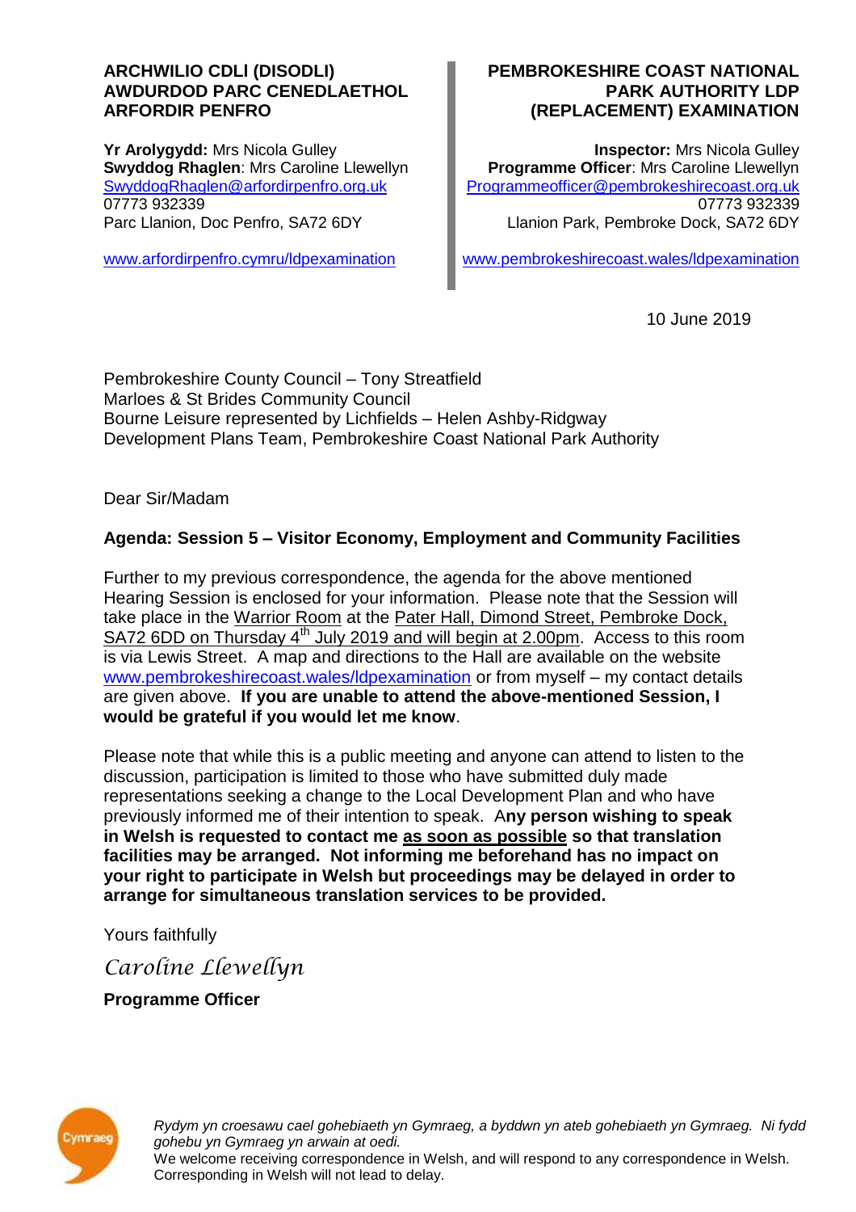**ARCHWILIO CDLl (DISODLI)**
**AWDURDOD PARC CENEDLAETHOL ARFORDIR PENFRO**

**Yr Arolygydd:** Mrs Nicola Gulley
**Swyddog Rhaglen**: Mrs Caroline Llewellyn
SwyddogRhaglen@arfordirpenfro.org.uk
07773 932339
Parc Llanion, Doc Penfro, SA72 6DY

www.arfordirpenfro.cymru/ldpexamination

**PEMBROKESHIRE COAST NATIONAL PARK AUTHORITY LDP (REPLACEMENT) EXAMINATION**

**Inspector:** Mrs Nicola Gulley
**Programme Officer**: Mrs Caroline Llewellyn
Programmeofficer@pembrokeshirecoast.org.uk
07773 932339
Llanion Park, Pembroke Dock, SA72 6DY

www.pembrokeshirecoast.wales/ldpexamination

10 June 2019

Pembrokeshire County Council – Tony Streatfield
Marloes & St Brides Community Council
Bourne Leisure represented by Lichfields – Helen Ashby-Ridgway
Development Plans Team, Pembrokeshire Coast National Park Authority

Dear Sir/Madam

**Agenda: Session 5 – Visitor Economy, Employment and Community Facilities**

Further to my previous correspondence, the agenda for the above mentioned Hearing Session is enclosed for your information. Please note that the Session will take place in the Warrior Room at the Pater Hall, Dimond Street, Pembroke Dock, SA72 6DD on Thursday 4th July 2019 and will begin at 2.00pm. Access to this room is via Lewis Street. A map and directions to the Hall are available on the website www.pembrokeshirecoast.wales/ldpexamination or from myself – my contact details are given above. **If you are unable to attend the above-mentioned Session, I would be grateful if you would let me know**.

Please note that while this is a public meeting and anyone can attend to listen to the discussion, participation is limited to those who have submitted duly made representations seeking a change to the Local Development Plan and who have previously informed me of their intention to speak. A**ny person wishing to speak in Welsh is requested to contact me as soon as possible so that translation facilities may be arranged. Not informing me beforehand has no impact on your right to participate in Welsh but proceedings may be delayed in order to arrange for simultaneous translation services to be provided.**

Yours faithfully

*Caroline Llewellyn*

**Programme Officer**

*Rydym yn croesawu cael gohebiaeth yn Gymraeg, a byddwn yn ateb gohebiaeth yn Gymraeg. Ni fydd gohebu yn Gymraeg yn arwain at oedi.*
We welcome receiving correspondence in Welsh, and will respond to any correspondence in Welsh. Corresponding in Welsh will not lead to delay.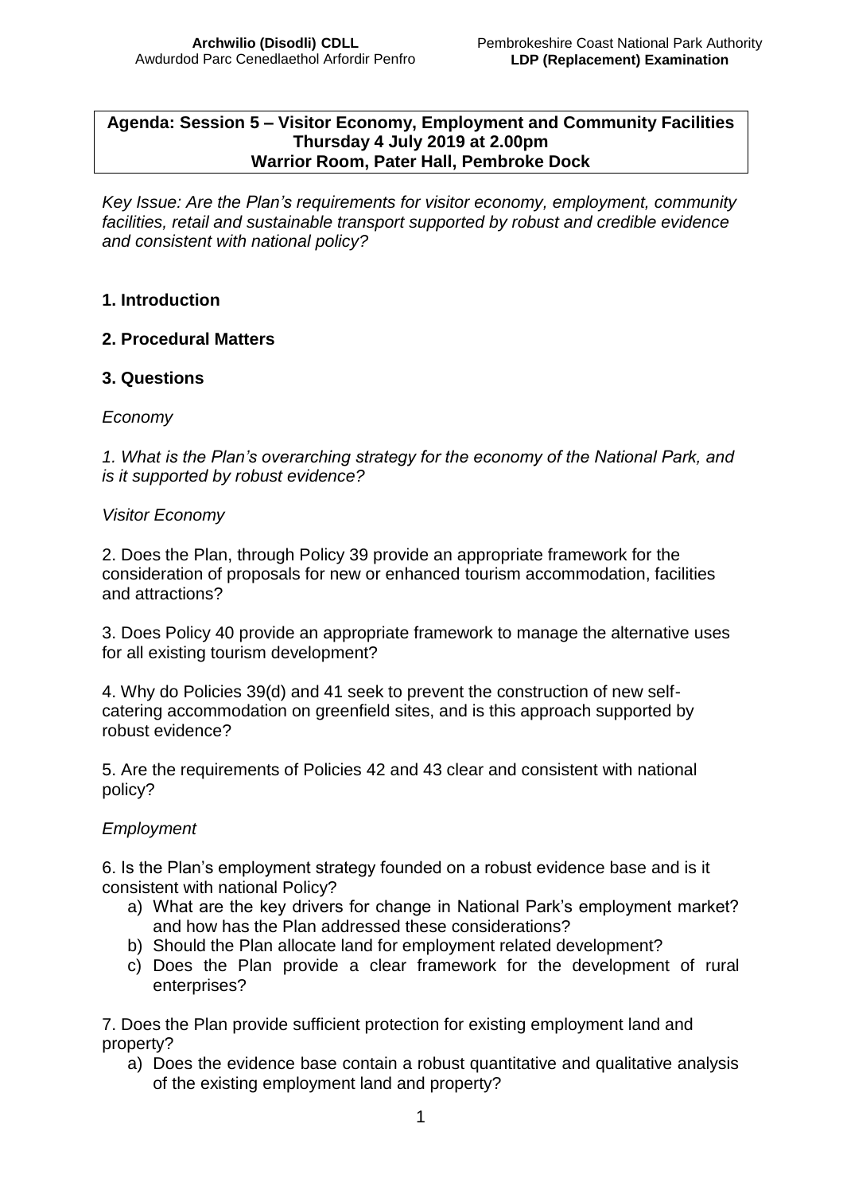**Agenda: Session 5 – Visitor Economy, Employment and Community Facilities**
**Thursday 4 July 2019 at 2.00pm**
**Warrior Room, Pater Hall, Pembroke Dock**

*Key Issue: Are the Plan's requirements for visitor economy, employment, community facilities, retail and sustainable transport supported by robust and credible evidence and consistent with national policy?*

## 1. Introduction

## 2. Procedural Matters

## 3. Questions

*Economy*

*1. What is the Plan's overarching strategy for the economy of the National Park, and is it supported by robust evidence?*

*Visitor Economy*

2. Does the Plan, through Policy 39 provide an appropriate framework for the consideration of proposals for new or enhanced tourism accommodation, facilities and attractions?

3. Does Policy 40 provide an appropriate framework to manage the alternative uses for all existing tourism development?

4. Why do Policies 39(d) and 41 seek to prevent the construction of new self-catering accommodation on greenfield sites, and is this approach supported by robust evidence?

5. Are the requirements of Policies 42 and 43 clear and consistent with national policy?

*Employment*

6. Is the Plan's employment strategy founded on a robust evidence base and is it consistent with national Policy?

a) What are the key drivers for change in National Park's employment market? and how has the Plan addressed these considerations?
b) Should the Plan allocate land for employment related development?
c) Does the Plan provide a clear framework for the development of rural enterprises?

7. Does the Plan provide sufficient protection for existing employment land and property?

a) Does the evidence base contain a robust quantitative and qualitative analysis of the existing employment land and property?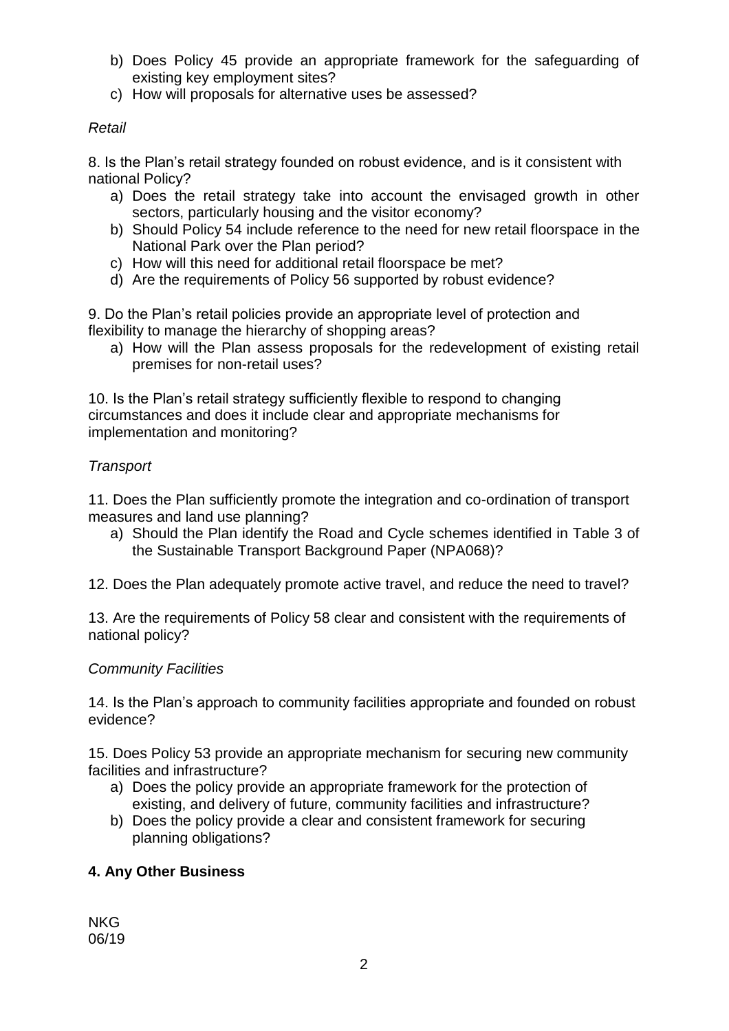b) Does Policy 45 provide an appropriate framework for the safeguarding of existing key employment sites?
c) How will proposals for alternative uses be assessed?

*Retail*

8. Is the Plan's retail strategy founded on robust evidence, and is it consistent with national Policy?
   a) Does the retail strategy take into account the envisaged growth in other sectors, particularly housing and the visitor economy?
   b) Should Policy 54 include reference to the need for new retail floorspace in the National Park over the Plan period?
   c) How will this need for additional retail floorspace be met?
   d) Are the requirements of Policy 56 supported by robust evidence?

9. Do the Plan's retail policies provide an appropriate level of protection and flexibility to manage the hierarchy of shopping areas?
   a) How will the Plan assess proposals for the redevelopment of existing retail premises for non-retail uses?

10. Is the Plan's retail strategy sufficiently flexible to respond to changing circumstances and does it include clear and appropriate mechanisms for implementation and monitoring?

*Transport*

11. Does the Plan sufficiently promote the integration and co-ordination of transport measures and land use planning?
   a) Should the Plan identify the Road and Cycle schemes identified in Table 3 of the Sustainable Transport Background Paper (NPA068)?

12. Does the Plan adequately promote active travel, and reduce the need to travel?

13. Are the requirements of Policy 58 clear and consistent with the requirements of national policy?

*Community Facilities*

14. Is the Plan's approach to community facilities appropriate and founded on robust evidence?

15. Does Policy 53 provide an appropriate mechanism for securing new community facilities and infrastructure?
   a) Does the policy provide an appropriate framework for the protection of existing, and delivery of future, community facilities and infrastructure?
   b) Does the policy provide a clear and consistent framework for securing planning obligations?

## 4. Any Other Business

NKG
06/19